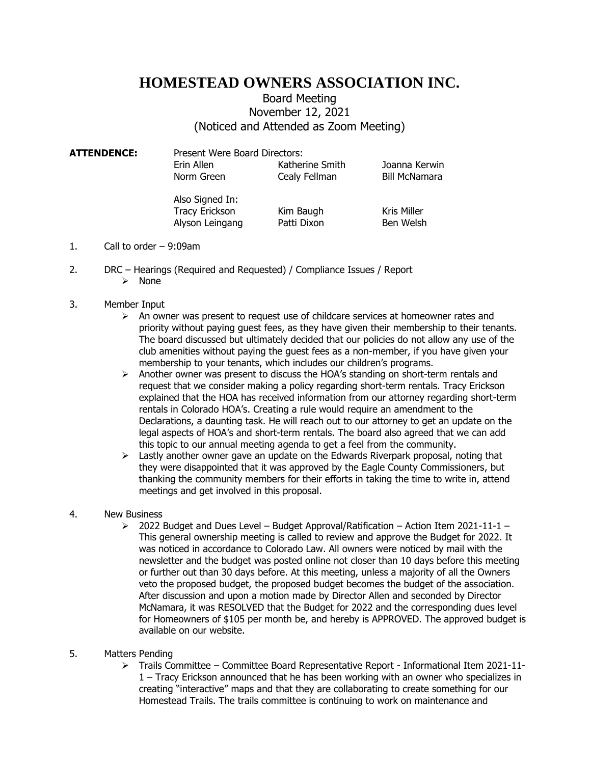# HOMESTEAD OWNERS ASSOCIATION INC.

Board Meeting
November 12, 2021
(Noticed and Attended as Zoom Meeting)

**ATTENDENCE:** Present Were Board Directors:

| | | |
|---|---|---|
| Erin Allen | Katherine Smith | Joanna Kerwin |
| Norm Green | Cealy Fellman | Bill McNamara |

Also Signed In:

| | | |
|---|---|---|
| Tracy Erickson | Kim Baugh | Kris Miller |
| Alyson Leingang | Patti Dixon | Ben Welsh |

1. Call to order – 9:09am

2. DRC – Hearings (Required and Requested) / Compliance Issues / Report
   - None

3. Member Input
   - An owner was present to request use of childcare services at homeowner rates and priority without paying guest fees, as they have given their membership to their tenants. The board discussed but ultimately decided that our policies do not allow any use of the club amenities without paying the guest fees as a non-member, if you have given your membership to your tenants, which includes our children's programs.
   - Another owner was present to discuss the HOA's standing on short-term rentals and request that we consider making a policy regarding short-term rentals. Tracy Erickson explained that the HOA has received information from our attorney regarding short-term rentals in Colorado HOA's. Creating a rule would require an amendment to the Declarations, a daunting task. He will reach out to our attorney to get an update on the legal aspects of HOA's and short-term rentals. The board also agreed that we can add this topic to our annual meeting agenda to get a feel from the community.
   - Lastly another owner gave an update on the Edwards Riverpark proposal, noting that they were disappointed that it was approved by the Eagle County Commissioners, but thanking the community members for their efforts in taking the time to write in, attend meetings and get involved in this proposal.

4. New Business
   - 2022 Budget and Dues Level – Budget Approval/Ratification – Action Item 2021-11-1 – This general ownership meeting is called to review and approve the Budget for 2022. It was noticed in accordance to Colorado Law. All owners were noticed by mail with the newsletter and the budget was posted online not closer than 10 days before this meeting or further out than 30 days before. At this meeting, unless a majority of all the Owners veto the proposed budget, the proposed budget becomes the budget of the association. After discussion and upon a motion made by Director Allen and seconded by Director McNamara, it was RESOLVED that the Budget for 2022 and the corresponding dues level for Homeowners of $105 per month be, and hereby is APPROVED. The approved budget is available on our website.

5. Matters Pending
   - Trails Committee – Committee Board Representative Report - Informational Item 2021-11-1 – Tracy Erickson announced that he has been working with an owner who specializes in creating "interactive" maps and that they are collaborating to create something for our Homestead Trails. The trails committee is continuing to work on maintenance and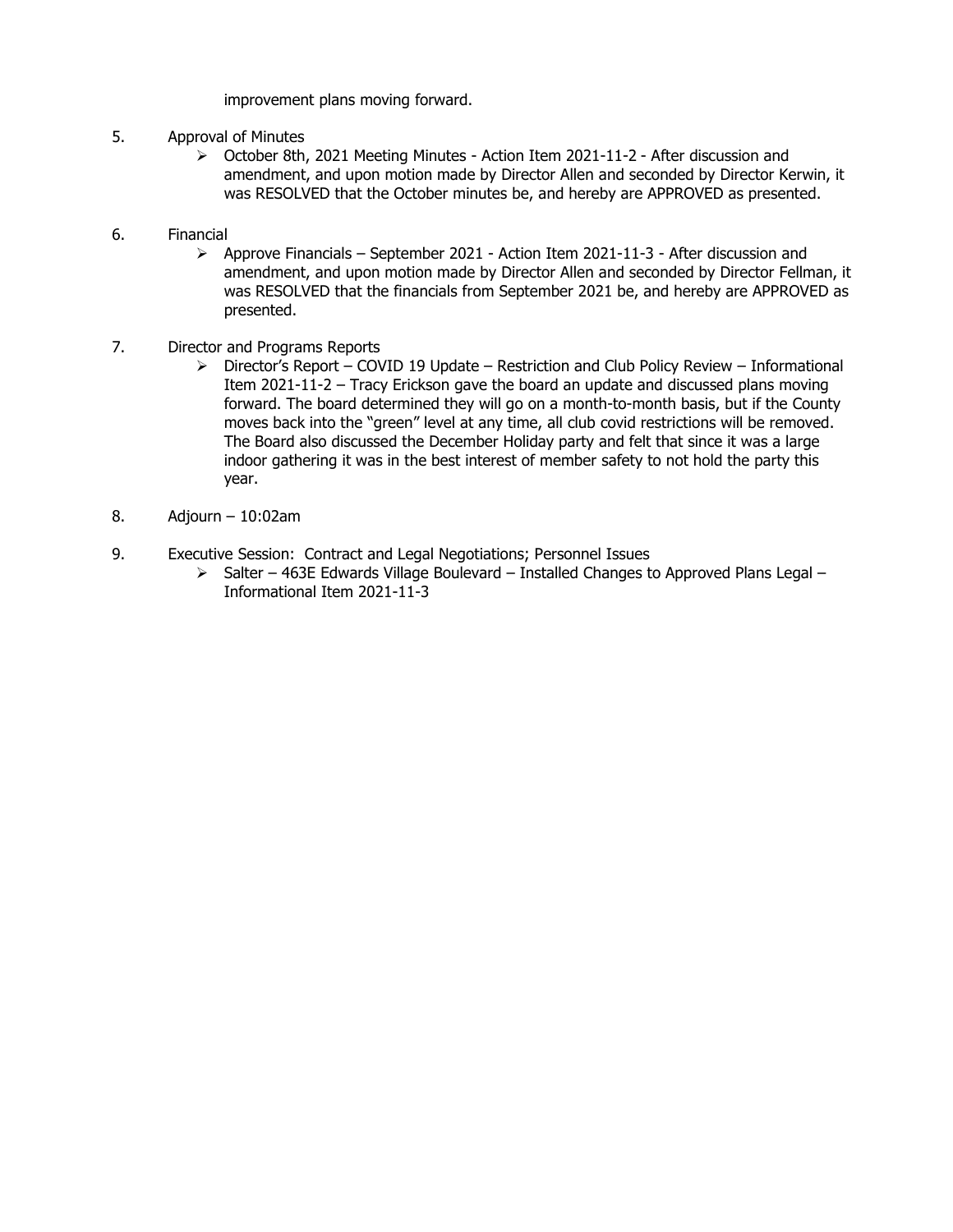improvement plans moving forward.

5. Approval of Minutes
   - October 8th, 2021 Meeting Minutes - Action Item 2021-11-2 - After discussion and amendment, and upon motion made by Director Allen and seconded by Director Kerwin, it was RESOLVED that the October minutes be, and hereby are APPROVED as presented.

6. Financial
   - Approve Financials – September 2021 - Action Item 2021-11-3 - After discussion and amendment, and upon motion made by Director Allen and seconded by Director Fellman, it was RESOLVED that the financials from September 2021 be, and hereby are APPROVED as presented.

7. Director and Programs Reports
   - Director's Report – COVID 19 Update – Restriction and Club Policy Review – Informational Item 2021-11-2 – Tracy Erickson gave the board an update and discussed plans moving forward. The board determined they will go on a month-to-month basis, but if the County moves back into the "green" level at any time, all club covid restrictions will be removed. The Board also discussed the December Holiday party and felt that since it was a large indoor gathering it was in the best interest of member safety to not hold the party this year.

8. Adjourn – 10:02am

9. Executive Session: Contract and Legal Negotiations; Personnel Issues
   - Salter – 463E Edwards Village Boulevard – Installed Changes to Approved Plans Legal – Informational Item 2021-11-3